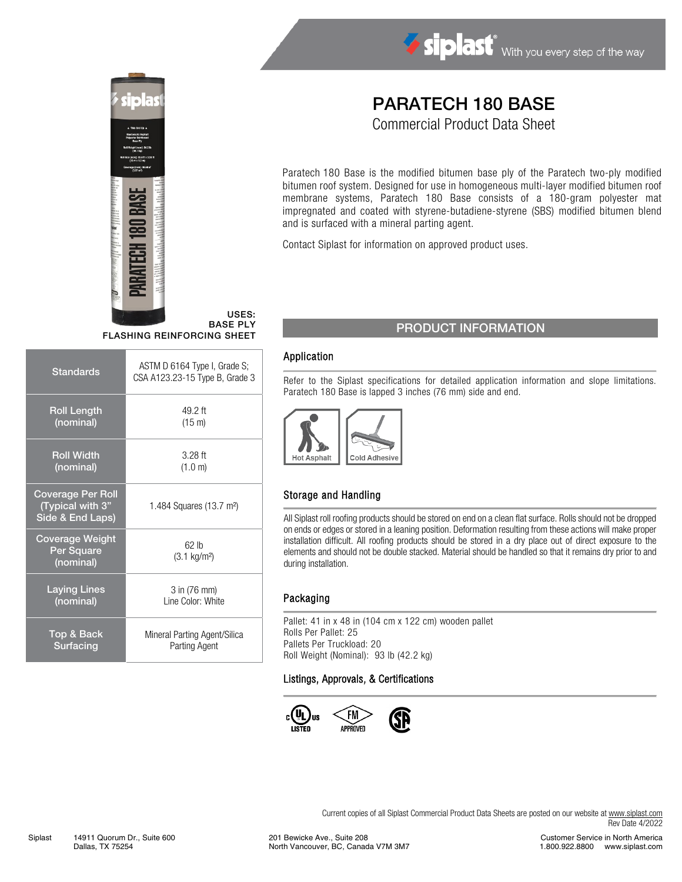# PARATECH 180 BASE

Commercial Product Data Sheet

Paratech 180 Base is the modified bitumen base ply of the Paratech two-ply modified bitumen roof system. Designed for use in homogeneous multi-layer modified bitumen roof membrane systems, Paratech 180 Base consists of a 180-gram polyester mat impregnated and coated with styrene-butadiene-styrene (SBS) modified bitumen blend and is surfaced with a mineral parting agent.

Contact Siplast for information on approved product uses.

**USES:**
**BASE PLY**
**FLASHING REINFORCING SHEET**

| | |
|---|---|
| Standards | ASTM D 6164 Type I, Grade S; CSA A123.23-15 Type B, Grade 3 |
| Roll Length (nominal) | 49.2 ft (15 m) |
| Roll Width (nominal) | 3.28 ft (1.0 m) |
| Coverage Per Roll (Typical with 3" Side & End Laps) | 1.484 Squares (13.7 m²) |
| Coverage Weight Per Square (nominal) | 62 lb (3.1 kg/m²) |
| Laying Lines (nominal) | 3 in (76 mm) Line Color: White |
| Top & Back Surfacing | Mineral Parting Agent/Silica Parting Agent |

## PRODUCT INFORMATION

### Application

Refer to the Siplast specifications for detailed application information and slope limitations. Paratech 180 Base is lapped 3 inches (76 mm) side and end.

Hot Asphalt

Cold Adhesive

### Storage and Handling

All Siplast roll roofing products should be stored on end on a clean flat surface. Rolls should not be dropped on ends or edges or stored in a leaning position. Deformation resulting from these actions will make proper installation difficult. All roofing products should be stored in a dry place out of direct exposure to the elements and should not be double stacked. Material should be handled so that it remains dry prior to and during installation.

### Packaging

Pallet: 41 in x 48 in (104 cm x 122 cm) wooden pallet
Rolls Per Pallet: 25
Pallets Per Truckload: 20
Roll Weight (Nominal): 93 lb (42.2 kg)

### Listings, Approvals, & Certifications

c UL us LISTED

FM APPROVED

Current copies of all Siplast Commercial Product Data Sheets are posted on our website at www.siplast.com
Rev Date 4/2022

Siplast 14911 Quorum Dr., Suite 600 Dallas, TX 75254

201 Bewicke Ave., Suite 208 North Vancouver, BC, Canada V7M 3M7

Customer Service in North America 1.800.922.8800 www.siplast.com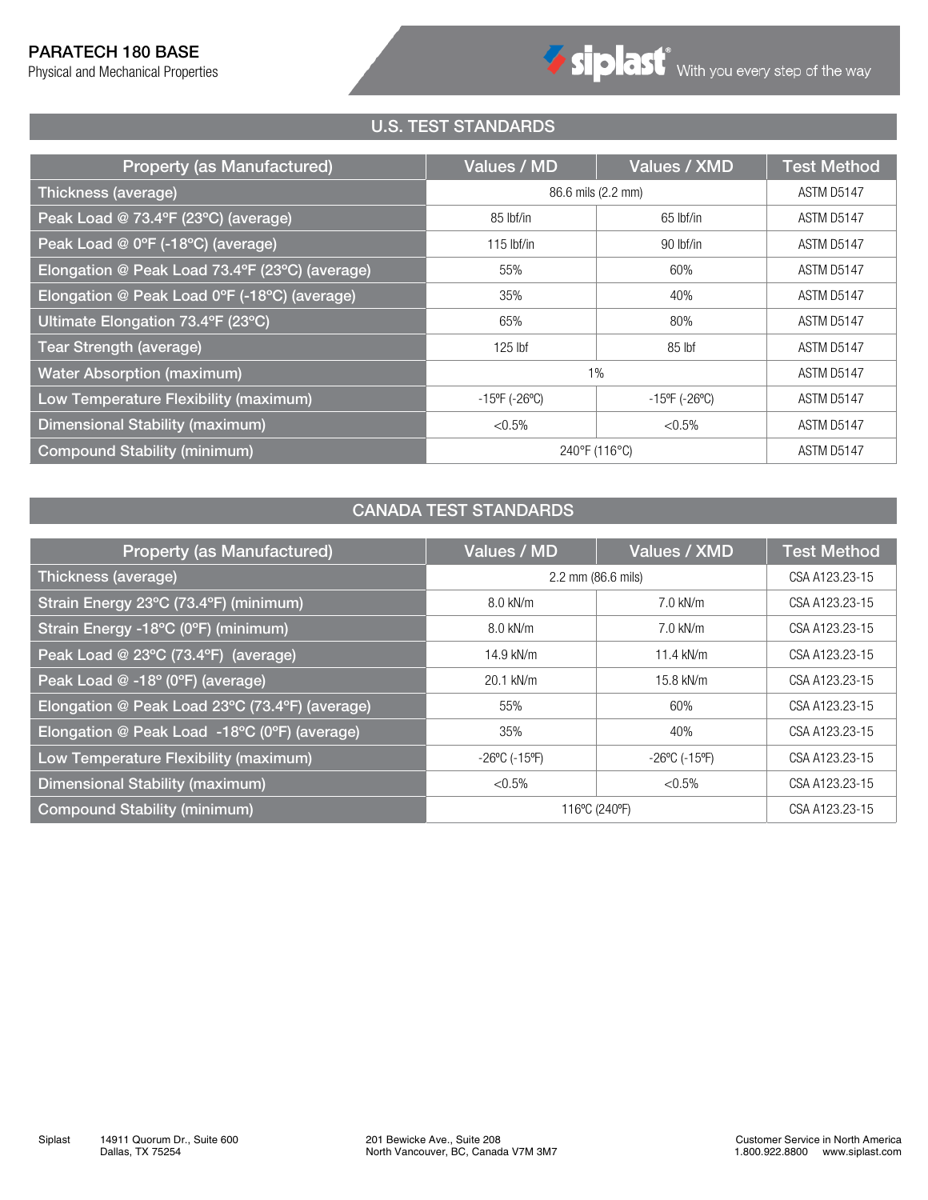# PARATECH 180 BASE

Physical and Mechanical Properties

## U.S. TEST STANDARDS

| Property (as Manufactured) | Values / MD | Values / XMD | Test Method |
|---|---|---|---|
| Thickness (average) | 86.6 mils (2.2 mm) | | ASTM D5147 |
| Peak Load @ 73.4ºF (23ºC) (average) | 85 lbf/in | 65 lbf/in | ASTM D5147 |
| Peak Load @ 0ºF (-18ºC) (average) | 115 lbf/in | 90 lbf/in | ASTM D5147 |
| Elongation @ Peak Load 73.4ºF (23ºC) (average) | 55% | 60% | ASTM D5147 |
| Elongation @ Peak Load 0ºF (-18ºC) (average) | 35% | 40% | ASTM D5147 |
| Ultimate Elongation 73.4ºF (23ºC) | 65% | 80% | ASTM D5147 |
| Tear Strength (average) | 125 lbf | 85 lbf | ASTM D5147 |
| Water Absorption (maximum) | 1% | | ASTM D5147 |
| Low Temperature Flexibility (maximum) | -15ºF (-26ºC) | -15ºF (-26ºC) | ASTM D5147 |
| Dimensional Stability (maximum) | <0.5% | <0.5% | ASTM D5147 |
| Compound Stability (minimum) | 240°F (116°C) | | ASTM D5147 |

## CANADA TEST STANDARDS

| Property (as Manufactured) | Values / MD | Values / XMD | Test Method |
|---|---|---|---|
| Thickness (average) | 2.2 mm (86.6 mils) | | CSA A123.23-15 |
| Strain Energy 23ºC (73.4ºF) (minimum) | 8.0 kN/m | 7.0 kN/m | CSA A123.23-15 |
| Strain Energy -18ºC (0ºF) (minimum) | 8.0 kN/m | 7.0 kN/m | CSA A123.23-15 |
| Peak Load @ 23ºC (73.4ºF) (average) | 14.9 kN/m | 11.4 kN/m | CSA A123.23-15 |
| Peak Load @ -18º (0ºF) (average) | 20.1 kN/m | 15.8 kN/m | CSA A123.23-15 |
| Elongation @ Peak Load 23ºC (73.4ºF) (average) | 55% | 60% | CSA A123.23-15 |
| Elongation @ Peak Load -18ºC (0ºF) (average) | 35% | 40% | CSA A123.23-15 |
| Low Temperature Flexibility (maximum) | -26ºC (-15ºF) | -26ºC (-15ºF) | CSA A123.23-15 |
| Dimensional Stability (maximum) | <0.5% | <0.5% | CSA A123.23-15 |
| Compound Stability (minimum) | 116ºC (240ºF) | | CSA A123.23-15 |

Siplast 14911 Quorum Dr., Suite 600
Dallas, TX 75254

201 Bewicke Ave., Suite 208
North Vancouver, BC, Canada V7M 3M7

Customer Service in North America
1.800.922.8800 www.siplast.com